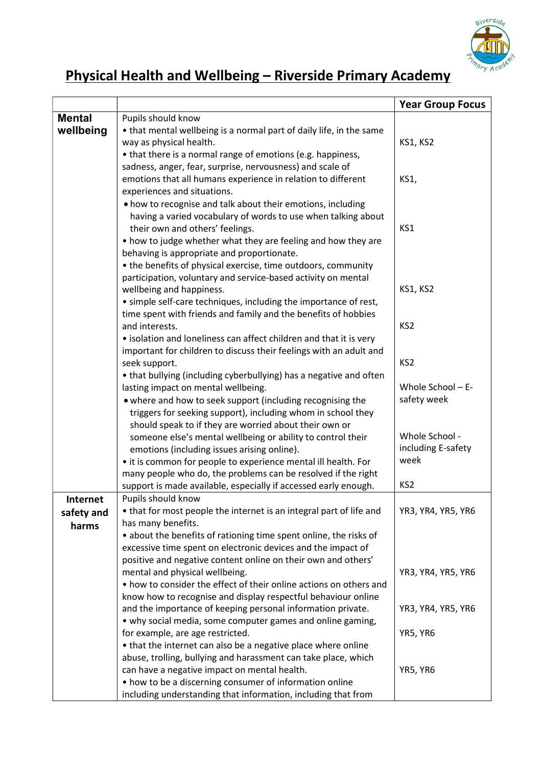# Physical Health and Wellbeing – Riverside Primary Academy

| | | Year Group Focus |
|---|---|---|
| **Mental wellbeing** | Pupils should know<br>• that mental wellbeing is a normal part of daily life, in the same way as physical health. | KS1, KS2 |
| | • that there is a normal range of emotions (e.g. happiness, sadness, anger, fear, surprise, nervousness) and scale of emotions that all humans experience in relation to different experiences and situations. | KS1, |
| | • how to recognise and talk about their emotions, including having a varied vocabulary of words to use when talking about their own and others' feelings. | KS1 |
| | • how to judge whether what they are feeling and how they are behaving is appropriate and proportionate. | |
| | • the benefits of physical exercise, time outdoors, community participation, voluntary and service-based activity on mental wellbeing and happiness. | KS1, KS2 |
| | • simple self-care techniques, including the importance of rest, time spent with friends and family and the benefits of hobbies and interests. | KS2 |
| | • isolation and loneliness can affect children and that it is very important for children to discuss their feelings with an adult and seek support. | KS2 |
| | • that bullying (including cyberbullying) has a negative and often lasting impact on mental wellbeing. | Whole School – E-safety week |
| | • where and how to seek support (including recognising the triggers for seeking support), including whom in school they should speak to if they are worried about their own or someone else's mental wellbeing or ability to control their emotions (including issues arising online). | Whole School - including E-safety week |
| | • it is common for people to experience mental ill health. For many people who do, the problems can be resolved if the right support is made available, especially if accessed early enough. | KS2 |
| **Internet safety and harms** | Pupils should know<br>• that for most people the internet is an integral part of life and has many benefits. | YR3, YR4, YR5, YR6 |
| | • about the benefits of rationing time spent online, the risks of excessive time spent on electronic devices and the impact of positive and negative content online on their own and others' mental and physical wellbeing. | YR3, YR4, YR5, YR6 |
| | • how to consider the effect of their online actions on others and know how to recognise and display respectful behaviour online and the importance of keeping personal information private. | YR3, YR4, YR5, YR6 |
| | • why social media, some computer games and online gaming, for example, are age restricted. | YR5, YR6 |
| | • that the internet can also be a negative place where online abuse, trolling, bullying and harassment can take place, which can have a negative impact on mental health. | YR5, YR6 |
| | • how to be a discerning consumer of information online including understanding that information, including that from | |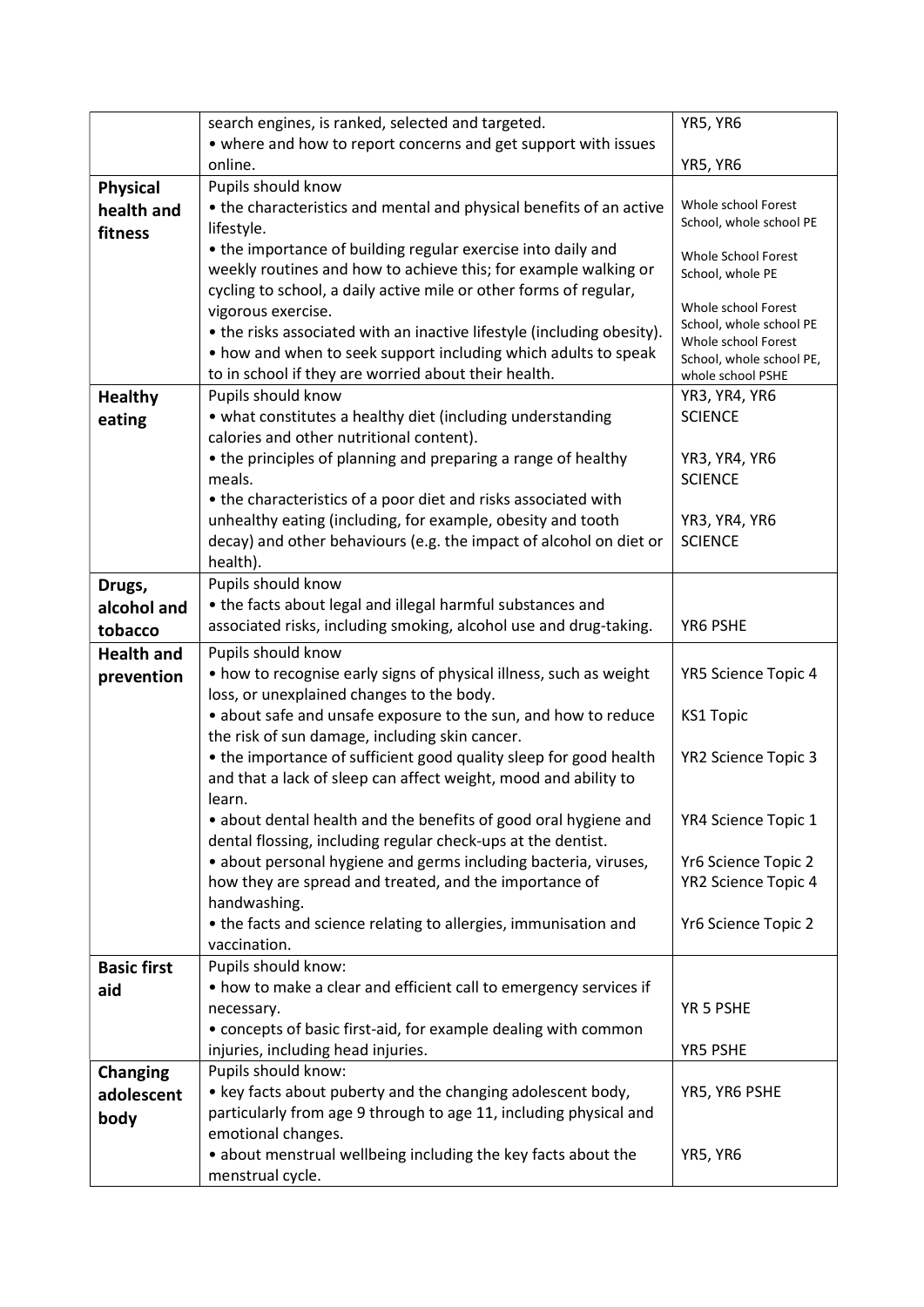| | | |
|---|---|---|
| | search engines, is ranked, selected and targeted.<br>• where and how to report concerns and get support with issues online. | YR5, YR6<br>YR5, YR6 |
| **Physical health and fitness** | Pupils should know<br>• the characteristics and mental and physical benefits of an active lifestyle.<br>• the importance of building regular exercise into daily and weekly routines and how to achieve this; for example walking or cycling to school, a daily active mile or other forms of regular, vigorous exercise.<br>• the risks associated with an inactive lifestyle (including obesity).<br>• how and when to seek support including which adults to speak to in school if they are worried about their health. | Whole school Forest School, whole school PE<br>Whole School Forest School, whole PE<br>Whole school Forest School, whole school PE<br>Whole school Forest School, whole school PE, whole school PSHE |
| **Healthy eating** | Pupils should know<br>• what constitutes a healthy diet (including understanding calories and other nutritional content).<br>• the principles of planning and preparing a range of healthy meals.<br>• the characteristics of a poor diet and risks associated with unhealthy eating (including, for example, obesity and tooth decay) and other behaviours (e.g. the impact of alcohol on diet or health). | YR3, YR4, YR6 SCIENCE<br>YR3, YR4, YR6 SCIENCE<br>YR3, YR4, YR6 SCIENCE |
| **Drugs, alcohol and tobacco** | Pupils should know<br>• the facts about legal and illegal harmful substances and associated risks, including smoking, alcohol use and drug-taking. | YR6 PSHE |
| **Health and prevention** | Pupils should know<br>• how to recognise early signs of physical illness, such as weight loss, or unexplained changes to the body.<br>• about safe and unsafe exposure to the sun, and how to reduce the risk of sun damage, including skin cancer.<br>• the importance of sufficient good quality sleep for good health and that a lack of sleep can affect weight, mood and ability to learn.<br>• about dental health and the benefits of good oral hygiene and dental flossing, including regular check-ups at the dentist.<br>• about personal hygiene and germs including bacteria, viruses, how they are spread and treated, and the importance of handwashing.<br>• the facts and science relating to allergies, immunisation and vaccination. | YR5 Science Topic 4<br>KS1 Topic<br>YR2 Science Topic 3<br>YR4 Science Topic 1<br>Yr6 Science Topic 2<br>YR2 Science Topic 4<br>Yr6 Science Topic 2 |
| **Basic first aid** | Pupils should know:<br>• how to make a clear and efficient call to emergency services if necessary.<br>• concepts of basic first-aid, for example dealing with common injuries, including head injuries. | YR 5 PSHE<br>YR5 PSHE |
| **Changing adolescent body** | Pupils should know:<br>• key facts about puberty and the changing adolescent body, particularly from age 9 through to age 11, including physical and emotional changes.<br>• about menstrual wellbeing including the key facts about the menstrual cycle. | YR5, YR6 PSHE<br>YR5, YR6 |